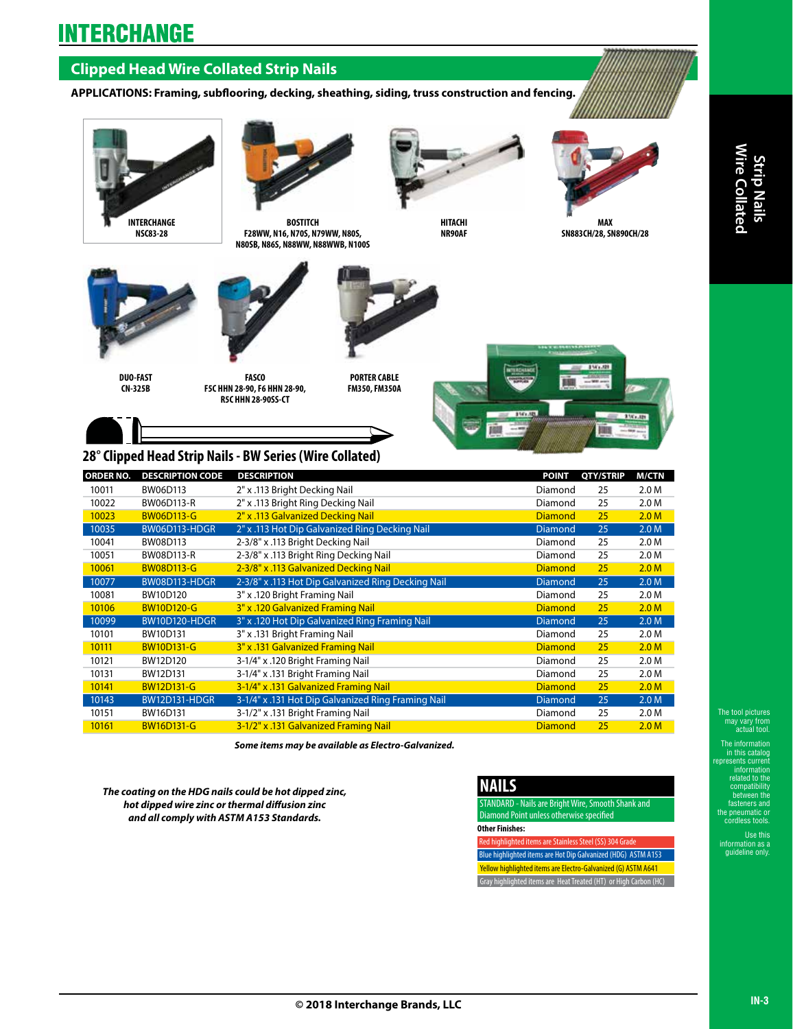# INTERCHANGE

## Clipped Head Wire Collated Strip Nails

**APPLICATIONS: Framing, subflooring, decking, sheathing, siding, truss construction and fencing.**

INTERCHANGE
NSC83-28

BOSTITCH
F28WW, N16, N70S, N79WW, N80S, N80SB, N86S, N88WW, N88WWB, N100S

HITACHI
NR90AF

MAX
SN883CH/28, SN890CH/28

DUO-FAST
CN-325B

FASCO
F5C HHN 28-90, F6 HHN 28-90, R5C HHN 28-90SS-CT

PORTER CABLE
FM350, FM350A

Strip Nails Wire Collated

### 28° Clipped Head Strip Nails - BW Series (Wire Collated)

| ORDER NO. | DESCRIPTION CODE | DESCRIPTION | POINT | QTY/STRIP | M/CTN |
|---|---|---|---|---|---|
| 10011 | BW06D113 | 2" x .113 Bright Decking Nail | Diamond | 25 | 2.0 M |
| 10022 | BW06D113-R | 2" x .113 Bright Ring Decking Nail | Diamond | 25 | 2.0 M |
| 10023 | BW06D113-G | 2" x .113 Galvanized Decking Nail | Diamond | 25 | 2.0 M |
| 10035 | BW06D113-HDGR | 2" x .113 Hot Dip Galvanized Ring Decking Nail | Diamond | 25 | 2.0 M |
| 10041 | BW08D113 | 2-3/8" x .113 Bright Decking Nail | Diamond | 25 | 2.0 M |
| 10051 | BW08D113-R | 2-3/8" x .113 Bright Ring Decking Nail | Diamond | 25 | 2.0 M |
| 10061 | BW08D113-G | 2-3/8" x .113 Galvanized Decking Nail | Diamond | 25 | 2.0 M |
| 10077 | BW08D113-HDGR | 2-3/8" x .113 Hot Dip Galvanized Ring Decking Nail | Diamond | 25 | 2.0 M |
| 10081 | BW10D120 | 3" x .120 Bright Framing Nail | Diamond | 25 | 2.0 M |
| 10106 | BW10D120-G | 3" x .120 Galvanized Framing Nail | Diamond | 25 | 2.0 M |
| 10099 | BW10D120-HDGR | 3" x .120 Hot Dip Galvanized Ring Framing Nail | Diamond | 25 | 2.0 M |
| 10101 | BW10D131 | 3" x .131 Bright Framing Nail | Diamond | 25 | 2.0 M |
| 10111 | BW10D131-G | 3" x .131 Galvanized Framing Nail | Diamond | 25 | 2.0 M |
| 10121 | BW12D120 | 3-1/4" x .120 Bright Framing Nail | Diamond | 25 | 2.0 M |
| 10131 | BW12D131 | 3-1/4" x .131 Bright Framing Nail | Diamond | 25 | 2.0 M |
| 10141 | BW12D131-G | 3-1/4" x .131 Galvanized Framing Nail | Diamond | 25 | 2.0 M |
| 10143 | BW12D131-HDGR | 3-1/4" x .131 Hot Dip Galvanized Ring Framing Nail | Diamond | 25 | 2.0 M |
| 10151 | BW16D131 | 3-1/2" x .131 Bright Framing Nail | Diamond | 25 | 2.0 M |
| 10161 | BW16D131-G | 3-1/2" x .131 Galvanized Framing Nail | Diamond | 25 | 2.0 M |

***Some items may be available as Electro-Galvanized.***

***The coating on the HDG nails could be hot dipped zinc, hot dipped wire zinc or thermal diffusion zinc and all comply with ASTM A153 Standards.***

## NAILS

STANDARD - Nails are Bright Wire, Smooth Shank and Diamond Point unless otherwise specified

**Other Finishes:**

- Red highlighted items are Stainless Steel (SS) 304 Grade
- Blue highlighted items are Hot Dip Galvanized (HDG) ASTM A153
- Yellow highlighted items are Electro-Galvanized (G) ASTM A641
- Gray highlighted items are Heat Treated (HT) or High Carbon (HC)

The tool pictures may vary from actual tool.

The information in this catalog represents current information related to the compatibility between the fasteners and the pneumatic or cordless tools.

Use this information as a guideline only.

© 2018 Interchange Brands, LLC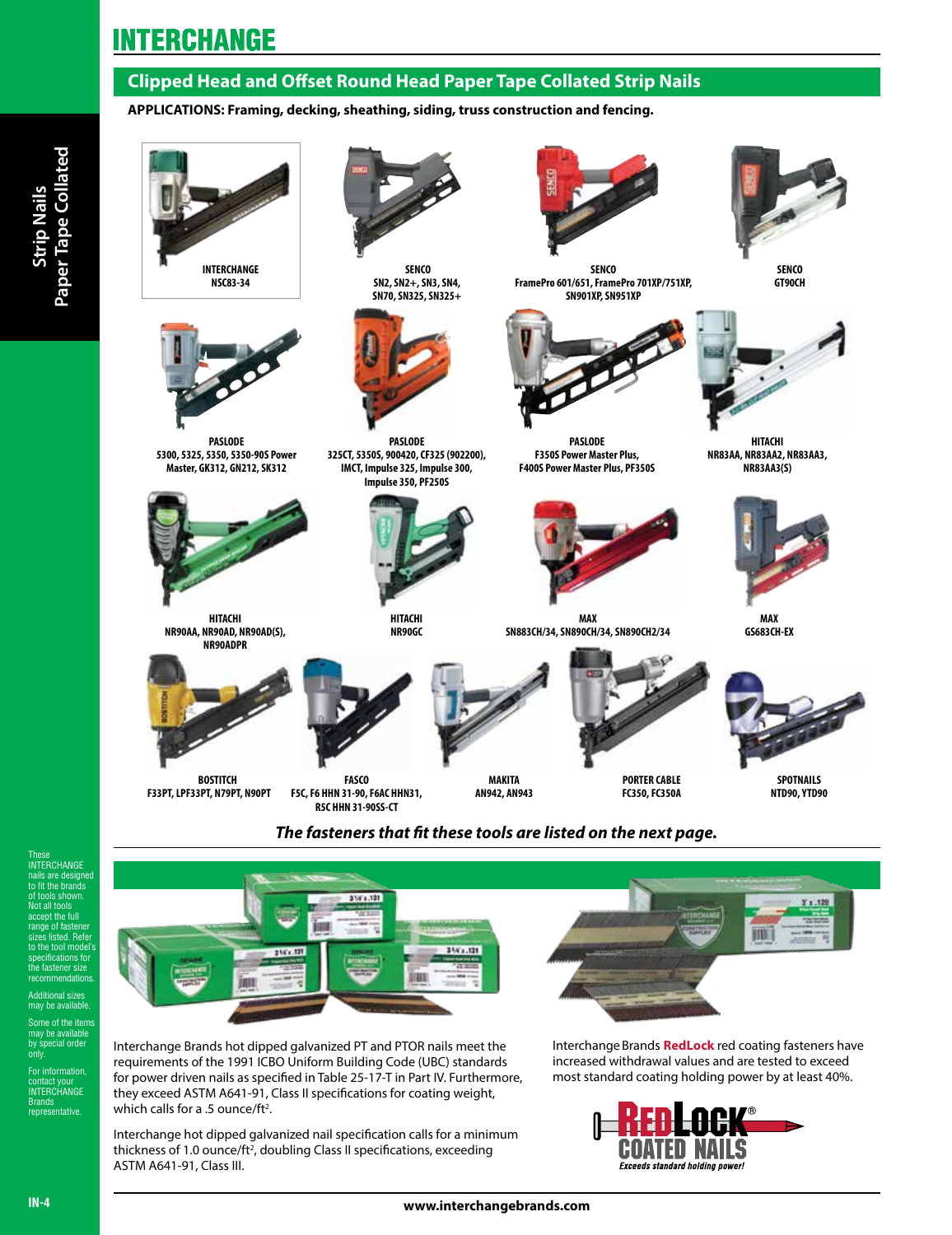# INTERCHANGE

## Clipped Head and Offset Round Head Paper Tape Collated Strip Nails

**APPLICATIONS: Framing, decking, sheathing, siding, truss construction and fencing.**

**Strip Nails Paper Tape Collated**

**INTERCHANGE**
NSC83-34

**SENCO**
SN2, SN2+, SN3, SN4, SN70, SN325, SN325+

**SENCO**
FramePro 601/651, FramePro 701XP/751XP, SN901XP, SN951XP

**SENCO**
GT90CH

**PASLODE**
5300, 5325, 5350, 5350-90S Power Master, GK312, GN212, SK312

**PASLODE**
325CT, 5350S, 900420, CF325 (902200), IMCT, Impulse 325, Impulse 300, Impulse 350, PF250S

**PASLODE**
F350S Power Master Plus, F400S Power Master Plus, PF350S

**HITACHI**
NR83AA, NR83AA2, NR83AA3, NR83AA3(S)

**HITACHI**
NR90AA, NR90AD, NR90AD(S), NR90ADPR

**HITACHI**
NR90GC

**MAX**
SN883CH/34, SN890CH/34, SN890CH2/34

**MAX**
GS683CH-EX

**BOSTITCH**
F33PT, LPF33PT, N79PT, N90PT

**FASCO**
F5C, F6 HHN 31-90, F6AC HHN31, R5C HHN 31-90SS-CT

**MAKITA**
AN942, AN943

**PORTER CABLE**
FC350, FC350A

**SPOTNAILS**
NTD90, YTD90

***The fasteners that fit these tools are listed on the next page.***

These INTERCHANGE nails are designed to fit the brands of tools shown. Not all tools accept the full range of fastener sizes listed. Refer to the tool model's specifications for the fastener size recommendations.

Additional sizes may be available.

Some of the items may be available by special order only.

For information, contact your INTERCHANGE Brands representative.

Interchange Brands hot dipped galvanized PT and PTOR nails meet the requirements of the 1991 ICBO Uniform Building Code (UBC) standards for power driven nails as specified in Table 25-17-T in Part IV. Furthermore, they exceed ASTM A641-91, Class II specifications for coating weight, which calls for a .5 ounce/ft$^2$.

Interchange hot dipped galvanized nail specification calls for a minimum thickness of 1.0 ounce/ft$^2$, doubling Class II specifications, exceeding ASTM A641-91, Class III.

Interchange Brands **RedLock** red coating fasteners have increased withdrawal values and are tested to exceed most standard coating holding power by at least 40%.

REDLOCK® COATED NAILS
*Exceeds standard holding power!*

www.interchangebrands.com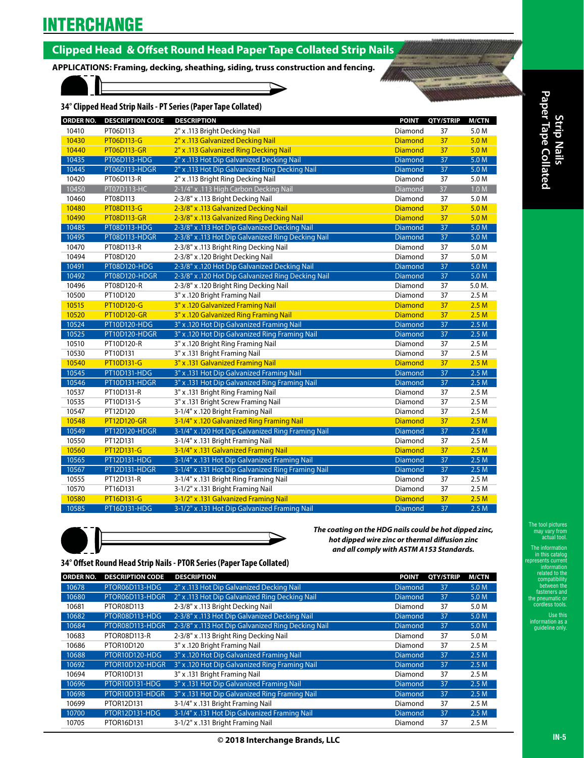# INTERCHANGE

## Clipped Head & Offset Round Head Paper Tape Collated Strip Nails

**APPLICATIONS: Framing, decking, sheathing, siding, truss construction and fencing.**

### 34° Clipped Head Strip Nails - PT Series (Paper Tape Collated)

| ORDER NO. | DESCRIPTION CODE | DESCRIPTION | POINT | QTY/STRIP | M/CTN |
|---|---|---|---|---|---|
| 10410 | PT06D113 | 2" x .113 Bright Decking Nail | Diamond | 37 | 5.0 M |
| 10430 | PT06D113-G | 2" x .113 Galvanized Decking Nail | Diamond | 37 | 5.0 M |
| 10440 | PT06D113-GR | 2" x .113 Galvanized Ring Decking Nail | Diamond | 37 | 5.0 M |
| 10435 | PT06D113-HDG | 2" x .113 Hot Dip Galvanized Decking Nail | Diamond | 37 | 5.0 M |
| 10445 | PT06D113-HDGR | 2" x .113 Hot Dip Galvanized Ring Decking Nail | Diamond | 37 | 5.0 M |
| 10420 | PT06D113-R | 2" x .113 Bright Ring Decking Nail | Diamond | 37 | 5.0 M |
| 10450 | PT07D113-HC | 2-1/4" x .113 High Carbon Decking Nail | Diamond | 37 | 1.0 M |
| 10460 | PT08D113 | 2-3/8" x .113 Bright Decking Nail | Diamond | 37 | 5.0 M |
| 10480 | PT08D113-G | 2-3/8" x .113 Galvanized Decking Nail | Diamond | 37 | 5.0 M |
| 10490 | PT08D113-GR | 2-3/8" x .113 Galvanized Ring Decking Nail | Diamond | 37 | 5.0 M |
| 10485 | PT08D113-HDG | 2-3/8" x .113 Hot Dip Galvanized Decking Nail | Diamond | 37 | 5.0 M |
| 10495 | PT08D113-HDGR | 2-3/8" x .113 Hot Dip Galvanized Ring Decking Nail | Diamond | 37 | 5.0 M |
| 10470 | PT08D113-R | 2-3/8" x .113 Bright Ring Decking Nail | Diamond | 37 | 5.0 M |
| 10494 | PT08D120 | 2-3/8" x .120 Bright Decking Nail | Diamond | 37 | 5.0 M |
| 10491 | PT08D120-HDG | 2-3/8" x .120 Hot Dip Galvanized Decking Nail | Diamond | 37 | 5.0 M |
| 10492 | PT08D120-HDGR | 2-3/8" x .120 Hot Dip Galvanized Ring Decking Nail | Diamond | 37 | 5.0 M |
| 10496 | PT08D120-R | 2-3/8" x .120 Bright Ring Decking Nail | Diamond | 37 | 5.0 M. |
| 10500 | PT10D120 | 3" x .120 Bright Framing Nail | Diamond | 37 | 2.5 M |
| 10515 | PT10D120-G | 3" x .120 Galvanized Framing Nail | Diamond | 37 | 2.5 M |
| 10520 | PT10D120-GR | 3" x .120 Galvanized Ring Framing Nail | Diamond | 37 | 2.5 M |
| 10524 | PT10D120-HDG | 3" x .120 Hot Dip Galvanized Framing Nail | Diamond | 37 | 2.5 M |
| 10525 | PT10D120-HDGR | 3" x .120 Hot Dip Galvanized Ring Framing Nail | Diamond | 37 | 2.5 M |
| 10510 | PT10D120-R | 3" x .120 Bright Ring Framing Nail | Diamond | 37 | 2.5 M |
| 10530 | PT10D131 | 3" x .131 Bright Framing Nail | Diamond | 37 | 2.5 M |
| 10540 | PT10D131-G | 3" x .131 Galvanized Framing Nail | Diamond | 37 | 2.5 M |
| 10545 | PT10D131-HDG | 3" x .131 Hot Dip Galvanized Framing Nail | Diamond | 37 | 2.5 M |
| 10546 | PT10D131-HDGR | 3" x .131 Hot Dip Galvanized Ring Framing Nail | Diamond | 37 | 2.5 M |
| 10537 | PT10D131-R | 3" x .131 Bright Ring Framing Nail | Diamond | 37 | 2.5 M |
| 10535 | PT10D131-S | 3" x .131 Bright Screw Framing Nail | Diamond | 37 | 2.5 M |
| 10547 | PT12D120 | 3-1/4" x .120 Bright Framing Nail | Diamond | 37 | 2.5 M |
| 10548 | PT12D120-GR | 3-1/4" x .120 Galvanized Ring Framing Nail | Diamond | 37 | 2.5 M |
| 10549 | PT12D120-HDGR | 3-1/4" x .120 Hot Dip Galvanized Ring Framing Nail | Diamond | 37 | 2.5 M |
| 10550 | PT12D131 | 3-1/4" x .131 Bright Framing Nail | Diamond | 37 | 2.5 M |
| 10560 | PT12D131-G | 3-1/4" x .131 Galvanized Framing Nail | Diamond | 37 | 2.5 M |
| 10565 | PT12D131-HDG | 3-1/4" x .131 Hot Dip Galvanized Framing Nail | Diamond | 37 | 2.5 M |
| 10567 | PT12D131-HDGR | 3-1/4" x .131 Hot Dip Galvanized Ring Framing Nail | Diamond | 37 | 2.5 M |
| 10555 | PT12D131-R | 3-1/4" x .131 Bright Ring Framing Nail | Diamond | 37 | 2.5 M |
| 10570 | PT16D131 | 3-1/2" x .131 Bright Framing Nail | Diamond | 37 | 2.5 M |
| 10580 | PT16D131-G | 3-1/2" x .131 Galvanized Framing Nail | Diamond | 37 | 2.5 M |
| 10585 | PT16D131-HDG | 3-1/2" x .131 Hot Dip Galvanized Framing Nail | Diamond | 37 | 2.5 M |

***The coating on the HDG nails could be hot dipped zinc, hot dipped wire zinc or thermal diffusion zinc and all comply with ASTM A153 Standards.***

### 34° Offset Round Head Strip Nails - PTOR Series (Paper Tape Collated)

| ORDER NO. | DESCRIPTION CODE | DESCRIPTION | POINT | QTY/STRIP | M/CTN |
|---|---|---|---|---|---|
| 10678 | PTOR06D113-HDG | 2" x .113 Hot Dip Galvanized Decking Nail | Diamond | 37 | 5.0 M |
| 10680 | PTOR06D113-HDGR | 2" x .113 Hot Dip Galvanized Ring Decking Nail | Diamond | 37 | 5.0 M |
| 10681 | PTOR08D113 | 2-3/8" x .113 Bright Decking Nail | Diamond | 37 | 5.0 M |
| 10682 | PTOR08D113-HDG | 2-3/8" x .113 Hot Dip Galvanized Decking Nail | Diamond | 37 | 5.0 M |
| 10684 | PTOR08D113-HDGR | 2-3/8" x .113 Hot Dip Galvanized Ring Decking Nail | Diamond | 37 | 5.0 M |
| 10683 | PTOR08D113-R | 2-3/8" x .113 Bright Ring Decking Nail | Diamond | 37 | 5.0 M |
| 10686 | PTOR10D120 | 3" x .120 Bright Framing Nail | Diamond | 37 | 2.5 M |
| 10688 | PTOR10D120-HDG | 3" x .120 Hot Dip Galvanized Framing Nail | Diamond | 37 | 2.5 M |
| 10692 | PTOR10D120-HDGR | 3" x .120 Hot Dip Galvanized Ring Framing Nail | Diamond | 37 | 2.5 M |
| 10694 | PTOR10D131 | 3" x .131 Bright Framing Nail | Diamond | 37 | 2.5 M |
| 10696 | PTOR10D131-HDG | 3" x .131 Hot Dip Galvanized Framing Nail | Diamond | 37 | 2.5 M |
| 10698 | PTOR10D131-HDGR | 3" x .131 Hot Dip Galvanized Ring Framing Nail | Diamond | 37 | 2.5 M |
| 10699 | PTOR12D131 | 3-1/4" x .131 Bright Framing Nail | Diamond | 37 | 2.5 M |
| 10700 | PTOR12D131-HDG | 3-1/4" x .131 Hot Dip Galvanized Framing Nail | Diamond | 37 | 2.5 M |
| 10705 | PTOR16D131 | 3-1/2" x .131 Bright Framing Nail | Diamond | 37 | 2.5 M |

The tool pictures may vary from actual tool.

The information in this catalog represents current information related to the compatibility between the fasteners and the pneumatic or cordless tools.

Use this information as a guideline only.

© 2018 Interchange Brands, LLC